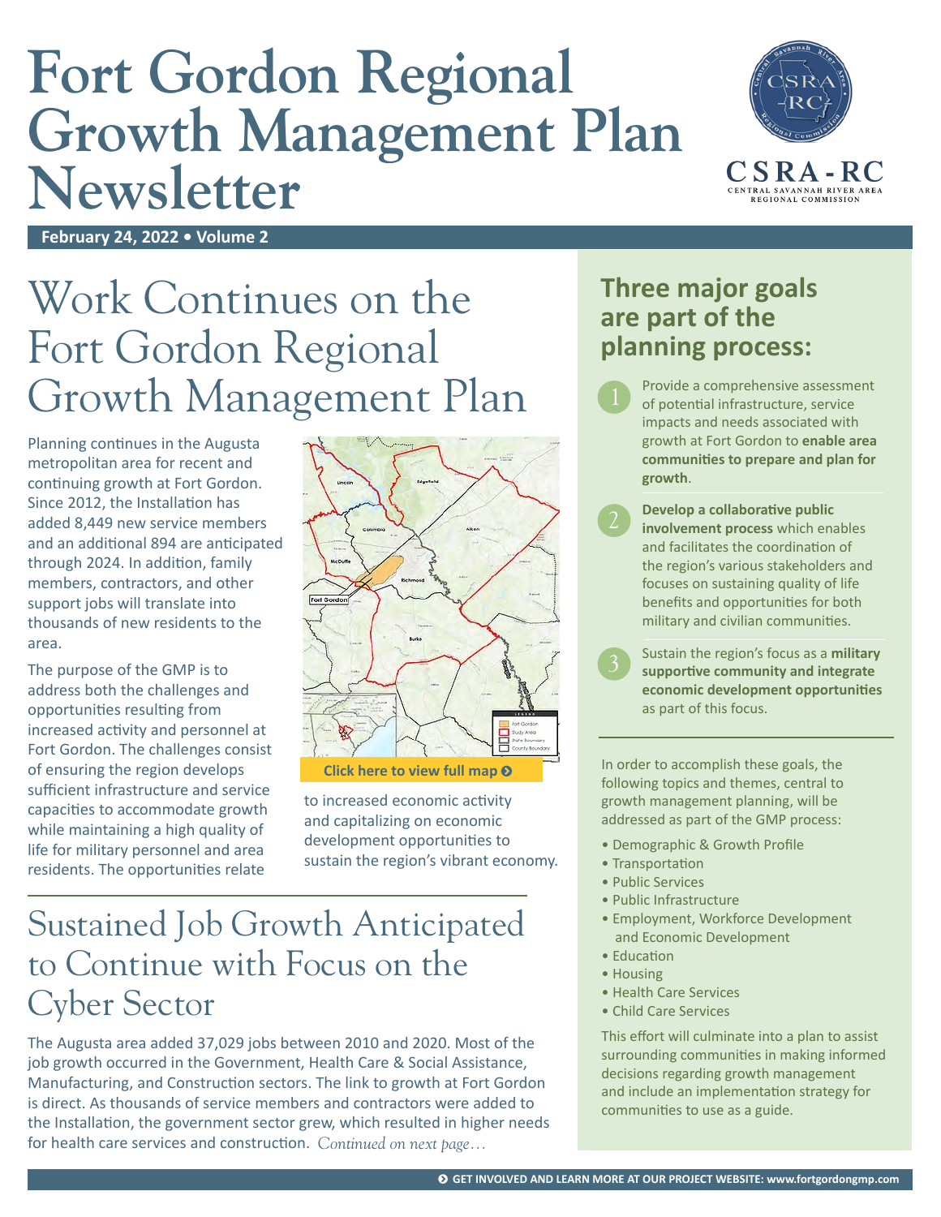# Fort Gordon Regional Growth Management Plan Newsletter

CSRA-RC
CENTRAL SAVANNAH RIVER AREA REGIONAL COMMISSION

**February 24, 2022 • Volume 2**

## Work Continues on the Fort Gordon Regional Growth Management Plan

Planning continues in the Augusta metropolitan area for recent and continuing growth at Fort Gordon. Since 2012, the Installation has added 8,449 new service members and an additional 894 are anticipated through 2024. In addition, family members, contractors, and other support jobs will translate into thousands of new residents to the area.

The purpose of the GMP is to address both the challenges and opportunities resulting from increased activity and personnel at Fort Gordon. The challenges consist of ensuring the region develops sufficient infrastructure and service capacities to accommodate growth while maintaining a high quality of life for military personnel and area residents. The opportunities relate to increased economic activity and capitalizing on economic development opportunities to sustain the region's vibrant economy.

**Click here to view full map**

## Sustained Job Growth Anticipated to Continue with Focus on the Cyber Sector

The Augusta area added 37,029 jobs between 2010 and 2020. Most of the job growth occurred in the Government, Health Care & Social Assistance, Manufacturing, and Construction sectors. The link to growth at Fort Gordon is direct. As thousands of service members and contractors were added to the Installation, the government sector grew, which resulted in higher needs for health care services and construction. *Continued on next page…*

## Three major goals are part of the planning process:

1. Provide a comprehensive assessment of potential infrastructure, service impacts and needs associated with growth at Fort Gordon to **enable area communities to prepare and plan for growth**.
2. **Develop a collaborative public involvement process** which enables and facilitates the coordination of the region's various stakeholders and focuses on sustaining quality of life benefits and opportunities for both military and civilian communities.
3. Sustain the region's focus as a **military supportive community and integrate economic development opportunities** as part of this focus.

In order to accomplish these goals, the following topics and themes, central to growth management planning, will be addressed as part of the GMP process:

- Demographic & Growth Profile
- Transportation
- Public Services
- Public Infrastructure
- Employment, Workforce Development and Economic Development
- Education
- Housing
- Health Care Services
- Child Care Services

This effort will culminate into a plan to assist surrounding communities in making informed decisions regarding growth management and include an implementation strategy for communities to use as a guide.

GET INVOLVED AND LEARN MORE AT OUR PROJECT WEBSITE: www.fortgordongmp.com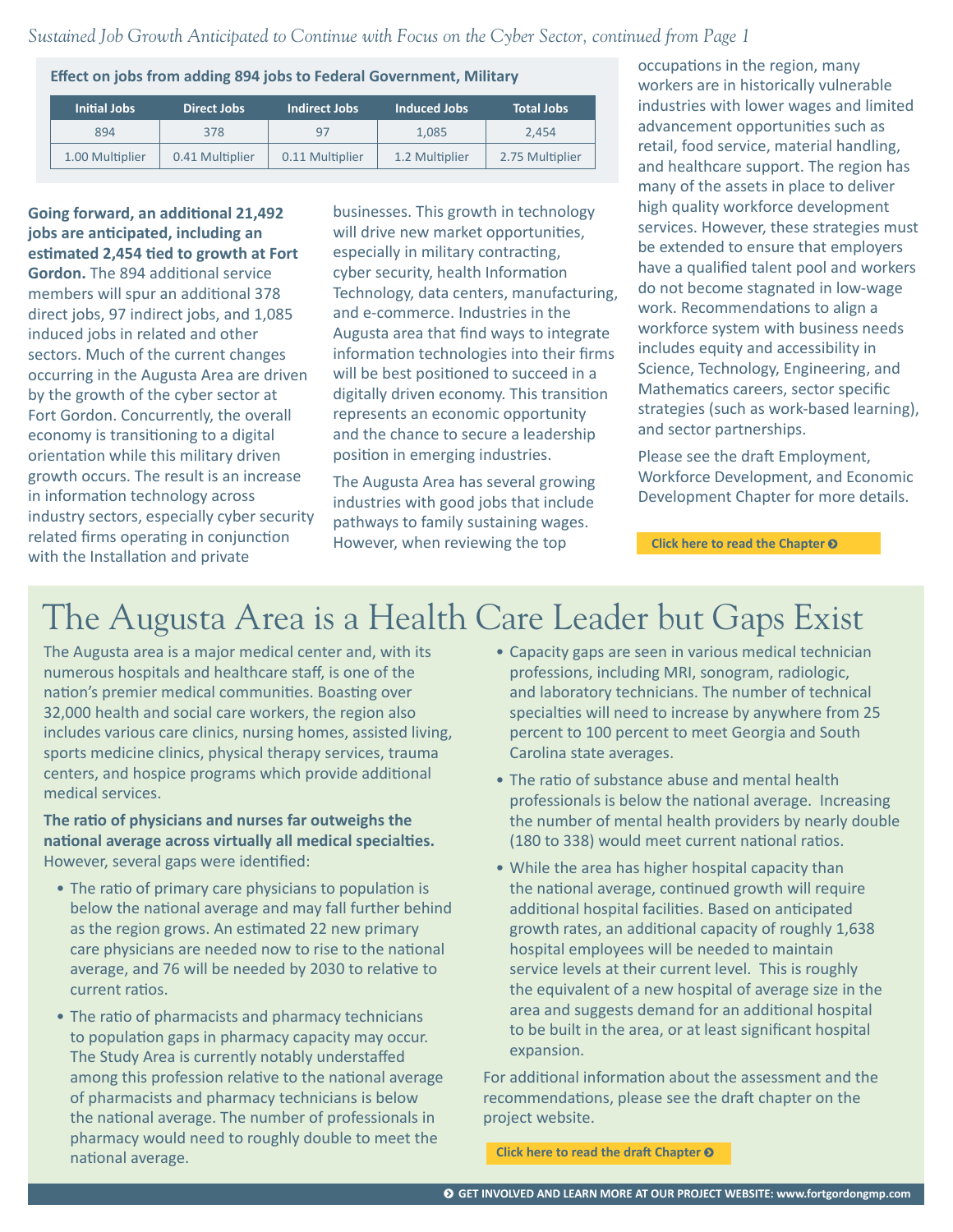*Sustained Job Growth Anticipated to Continue with Focus on the Cyber Sector, continued from Page 1*

**Effect on jobs from adding 894 jobs to Federal Government, Military**

| Initial Jobs | Direct Jobs | Indirect Jobs | Induced Jobs | Total Jobs |
|---|---|---|---|---|
| 894 | 378 | 97 | 1,085 | 2,454 |
| 1.00 Multiplier | 0.41 Multiplier | 0.11 Multiplier | 1.2 Multiplier | 2.75 Multiplier |

**Going forward, an additional 21,492 jobs are anticipated, including an estimated 2,454 tied to growth at Fort Gordon.** The 894 additional service members will spur an additional 378 direct jobs, 97 indirect jobs, and 1,085 induced jobs in related and other sectors. Much of the current changes occurring in the Augusta Area are driven by the growth of the cyber sector at Fort Gordon. Concurrently, the overall economy is transitioning to a digital orientation while this military driven growth occurs. The result is an increase in information technology across industry sectors, especially cyber security related firms operating in conjunction with the Installation and private businesses. This growth in technology will drive new market opportunities, especially in military contracting, cyber security, health Information Technology, data centers, manufacturing, and e-commerce. Industries in the Augusta area that find ways to integrate information technologies into their firms will be best positioned to succeed in a digitally driven economy. This transition represents an economic opportunity and the chance to secure a leadership position in emerging industries.

The Augusta Area has several growing industries with good jobs that include pathways to family sustaining wages. However, when reviewing the top occupations in the region, many workers are in historically vulnerable industries with lower wages and limited advancement opportunities such as retail, food service, material handling, and healthcare support. The region has many of the assets in place to deliver high quality workforce development services. However, these strategies must be extended to ensure that employers have a qualified talent pool and workers do not become stagnated in low-wage work. Recommendations to align a workforce system with business needs includes equity and accessibility in Science, Technology, Engineering, and Mathematics careers, sector specific strategies (such as work-based learning), and sector partnerships.

Please see the draft Employment, Workforce Development, and Economic Development Chapter for more details.

**Click here to read the Chapter**

# The Augusta Area is a Health Care Leader but Gaps Exist

The Augusta area is a major medical center and, with its numerous hospitals and healthcare staff, is one of the nation's premier medical communities. Boasting over 32,000 health and social care workers, the region also includes various care clinics, nursing homes, assisted living, sports medicine clinics, physical therapy services, trauma centers, and hospice programs which provide additional medical services.

**The ratio of physicians and nurses far outweighs the national average across virtually all medical specialties.** However, several gaps were identified:

- The ratio of primary care physicians to population is below the national average and may fall further behind as the region grows. An estimated 22 new primary care physicians are needed now to rise to the national average, and 76 will be needed by 2030 to relative to current ratios.
- The ratio of pharmacists and pharmacy technicians to population gaps in pharmacy capacity may occur. The Study Area is currently notably understaffed among this profession relative to the national average of pharmacists and pharmacy technicians is below the national average. The number of professionals in pharmacy would need to roughly double to meet the national average.
- Capacity gaps are seen in various medical technician professions, including MRI, sonogram, radiologic, and laboratory technicians. The number of technical specialties will need to increase by anywhere from 25 percent to 100 percent to meet Georgia and South Carolina state averages.
- The ratio of substance abuse and mental health professionals is below the national average. Increasing the number of mental health providers by nearly double (180 to 338) would meet current national ratios.
- While the area has higher hospital capacity than the national average, continued growth will require additional hospital facilities. Based on anticipated growth rates, an additional capacity of roughly 1,638 hospital employees will be needed to maintain service levels at their current level. This is roughly the equivalent of a new hospital of average size in the area and suggests demand for an additional hospital to be built in the area, or at least significant hospital expansion.

For additional information about the assessment and the recommendations, please see the draft chapter on the project website.

**Click here to read the draft Chapter**

**GET INVOLVED AND LEARN MORE AT OUR PROJECT WEBSITE: www.fortgordongmp.com**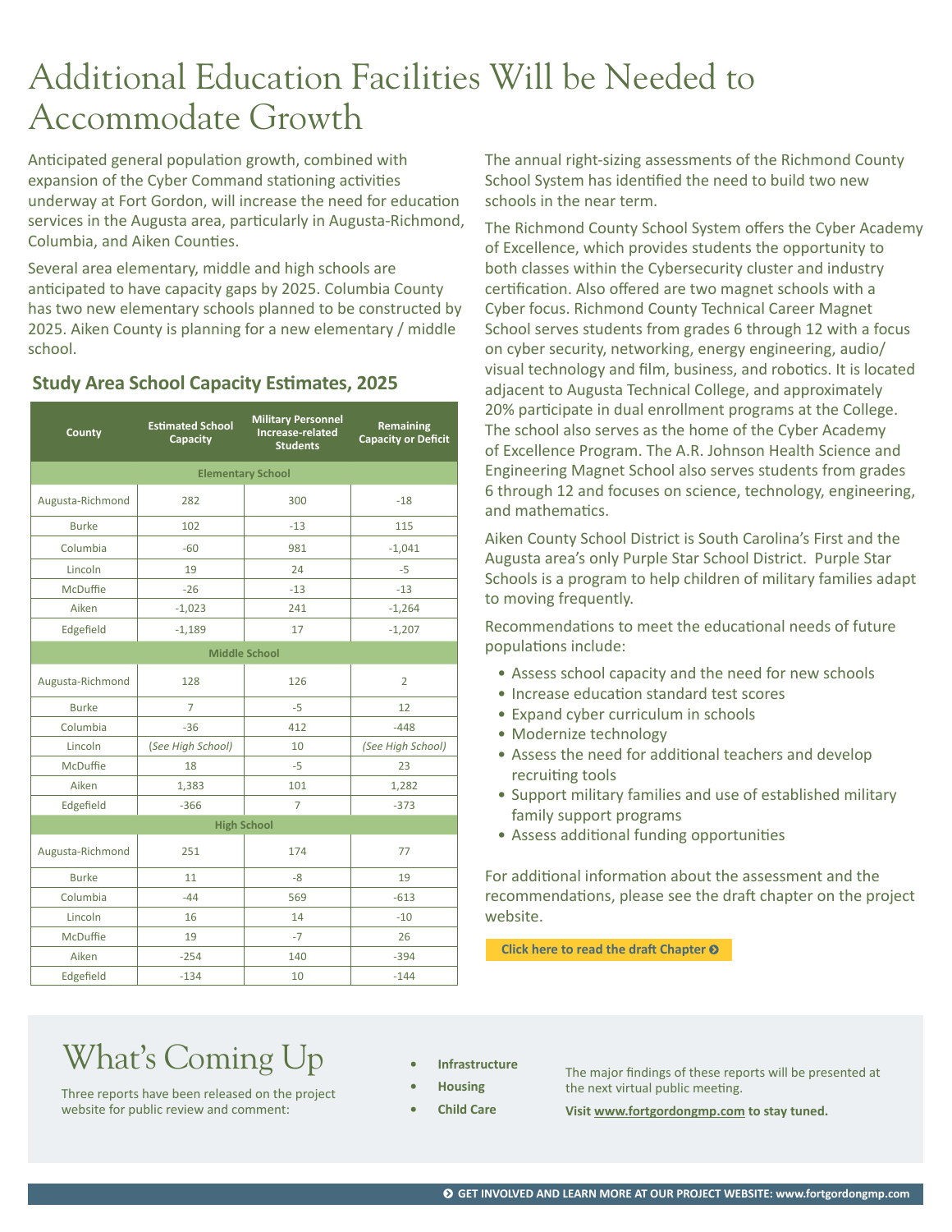# Additional Education Facilities Will be Needed to Accommodate Growth

Anticipated general population growth, combined with expansion of the Cyber Command stationing activities underway at Fort Gordon, will increase the need for education services in the Augusta area, particularly in Augusta-Richmond, Columbia, and Aiken Counties.

Several area elementary, middle and high schools are anticipated to have capacity gaps by 2025. Columbia County has two new elementary schools planned to be constructed by 2025. Aiken County is planning for a new elementary / middle school.

## Study Area School Capacity Estimates, 2025

| County | Estimated School Capacity | Military Personnel Increase-related Students | Remaining Capacity or Deficit |
|---|---|---|---|
| **Elementary School** | | | |
| Augusta-Richmond | 282 | 300 | -18 |
| Burke | 102 | -13 | 115 |
| Columbia | -60 | 981 | -1,041 |
| Lincoln | 19 | 24 | -5 |
| McDuffie | -26 | -13 | -13 |
| Aiken | -1,023 | 241 | -1,264 |
| Edgefield | -1,189 | 17 | -1,207 |
| **Middle School** | | | |
| Augusta-Richmond | 128 | 126 | 2 |
| Burke | 7 | -5 | 12 |
| Columbia | -36 | 412 | -448 |
| Lincoln | *(See High School)* | 10 | *(See High School)* |
| McDuffie | 18 | -5 | 23 |
| Aiken | 1,383 | 101 | 1,282 |
| Edgefield | -366 | 7 | -373 |
| **High School** | | | |
| Augusta-Richmond | 251 | 174 | 77 |
| Burke | 11 | -8 | 19 |
| Columbia | -44 | 569 | -613 |
| Lincoln | 16 | 14 | -10 |
| McDuffie | 19 | -7 | 26 |
| Aiken | -254 | 140 | -394 |
| Edgefield | -134 | 10 | -144 |

The annual right-sizing assessments of the Richmond County School System has identified the need to build two new schools in the near term.

The Richmond County School System offers the Cyber Academy of Excellence, which provides students the opportunity to both classes within the Cybersecurity cluster and industry certification. Also offered are two magnet schools with a Cyber focus. Richmond County Technical Career Magnet School serves students from grades 6 through 12 with a focus on cyber security, networking, energy engineering, audio/visual technology and film, business, and robotics. It is located adjacent to Augusta Technical College, and approximately 20% participate in dual enrollment programs at the College. The school also serves as the home of the Cyber Academy of Excellence Program. The A.R. Johnson Health Science and Engineering Magnet School also serves students from grades 6 through 12 and focuses on science, technology, engineering, and mathematics.

Aiken County School District is South Carolina's First and the Augusta area's only Purple Star School District. Purple Star Schools is a program to help children of military families adapt to moving frequently.

Recommendations to meet the educational needs of future populations include:

- Assess school capacity and the need for new schools
- Increase education standard test scores
- Expand cyber curriculum in schools
- Modernize technology
- Assess the need for additional teachers and develop recruiting tools
- Support military families and use of established military family support programs
- Assess additional funding opportunities

For additional information about the assessment and the recommendations, please see the draft chapter on the project website.

**Click here to read the draft Chapter**

# What's Coming Up

Three reports have been released on the project website for public review and comment:

- **Infrastructure**
- **Housing**
- **Child Care**

The major findings of these reports will be presented at the next virtual public meeting.

**Visit www.fortgordongmp.com to stay tuned.**

**GET INVOLVED AND LEARN MORE AT OUR PROJECT WEBSITE: www.fortgordongmp.com**